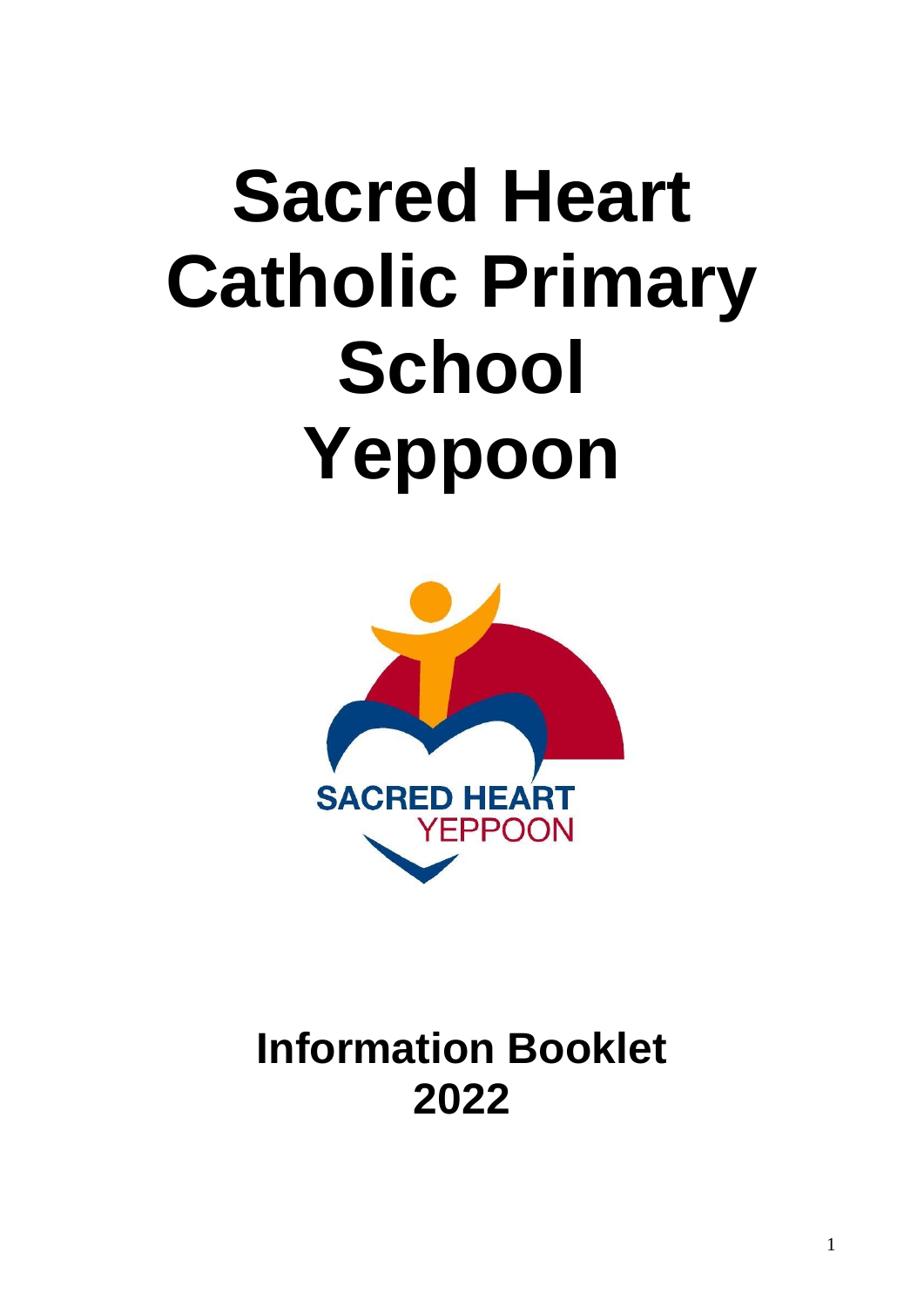# Sacred Heart Catholic Primary School Yeppoon

SACRED HEART
YEPPOON

## Information Booklet 2022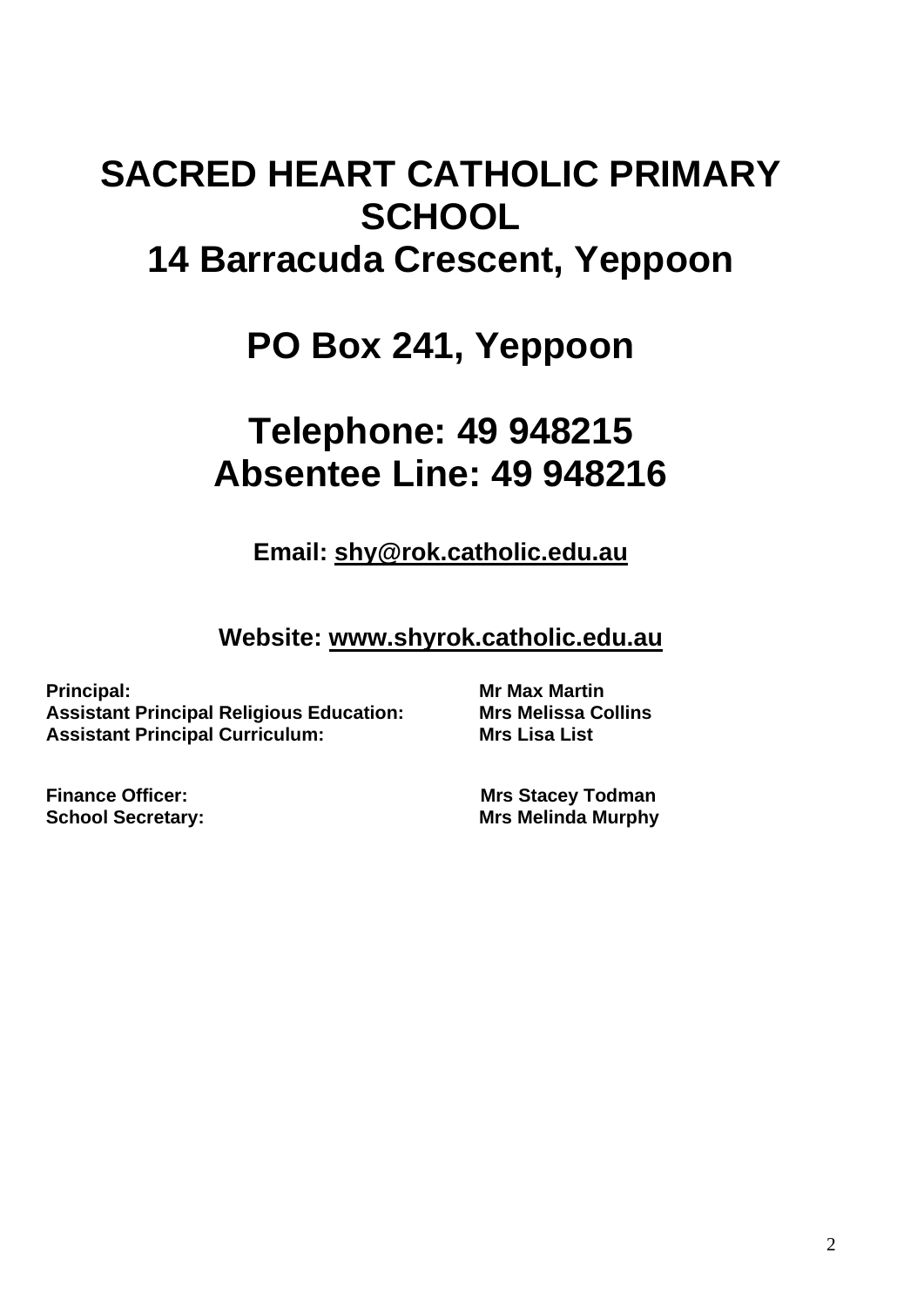# SACRED HEART CATHOLIC PRIMARY SCHOOL

## 14 Barracuda Crescent, Yeppoon

## PO Box 241, Yeppoon

## Telephone: 49 948215
## Absentee Line: 49 948216

**Email: shy@rok.catholic.edu.au**

**Website: www.shyrok.catholic.edu.au**

| | |
|---|---|
| **Principal:** | **Mr Max Martin** |
| **Assistant Principal Religious Education:** | **Mrs Melissa Collins** |
| **Assistant Principal Curriculum:** | **Mrs Lisa List** |

| | |
|---|---|
| **Finance Officer:** | **Mrs Stacey Todman** |
| **School Secretary:** | **Mrs Melinda Murphy** |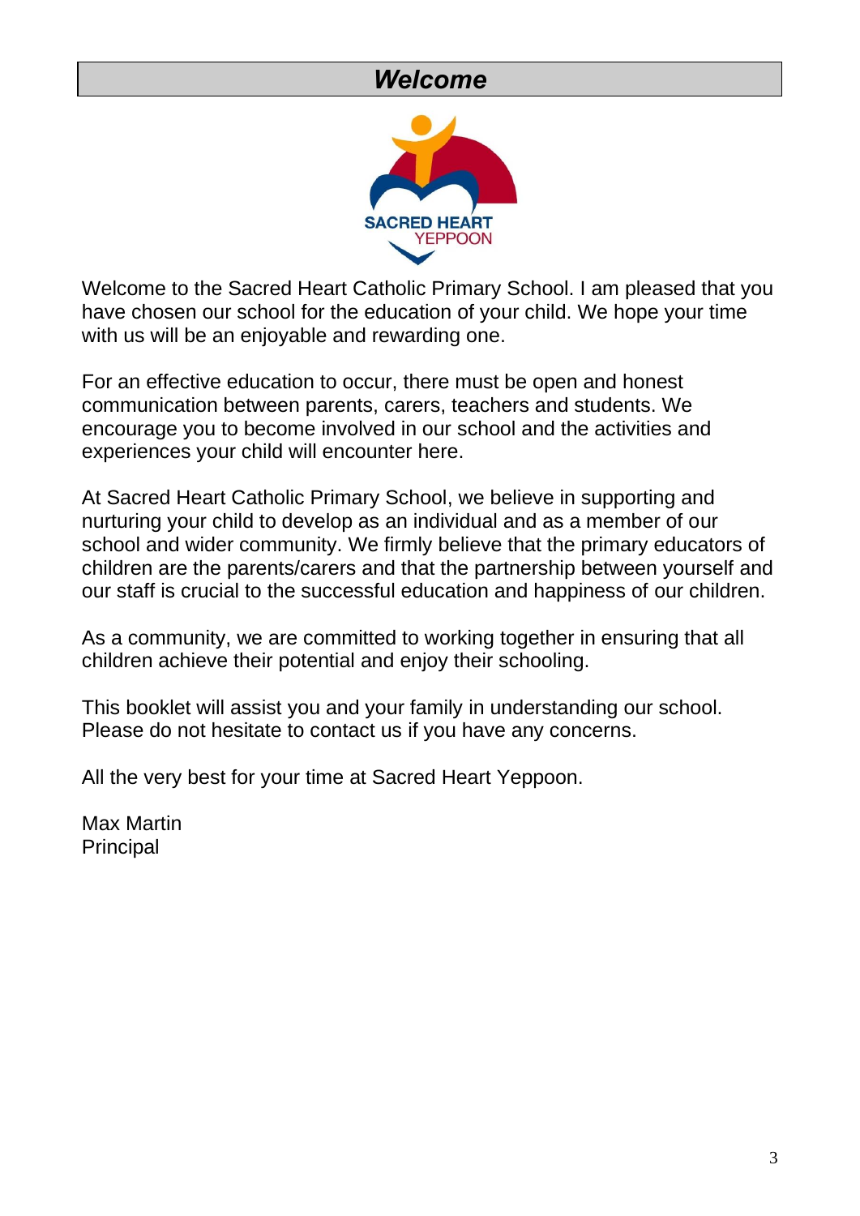# *Welcome*

Welcome to the Sacred Heart Catholic Primary School. I am pleased that you have chosen our school for the education of your child. We hope your time with us will be an enjoyable and rewarding one.

For an effective education to occur, there must be open and honest communication between parents, carers, teachers and students. We encourage you to become involved in our school and the activities and experiences your child will encounter here.

At Sacred Heart Catholic Primary School, we believe in supporting and nurturing your child to develop as an individual and as a member of our school and wider community. We firmly believe that the primary educators of children are the parents/carers and that the partnership between yourself and our staff is crucial to the successful education and happiness of our children.

As a community, we are committed to working together in ensuring that all children achieve their potential and enjoy their schooling.

This booklet will assist you and your family in understanding our school. Please do not hesitate to contact us if you have any concerns.

All the very best for your time at Sacred Heart Yeppoon.

Max Martin
Principal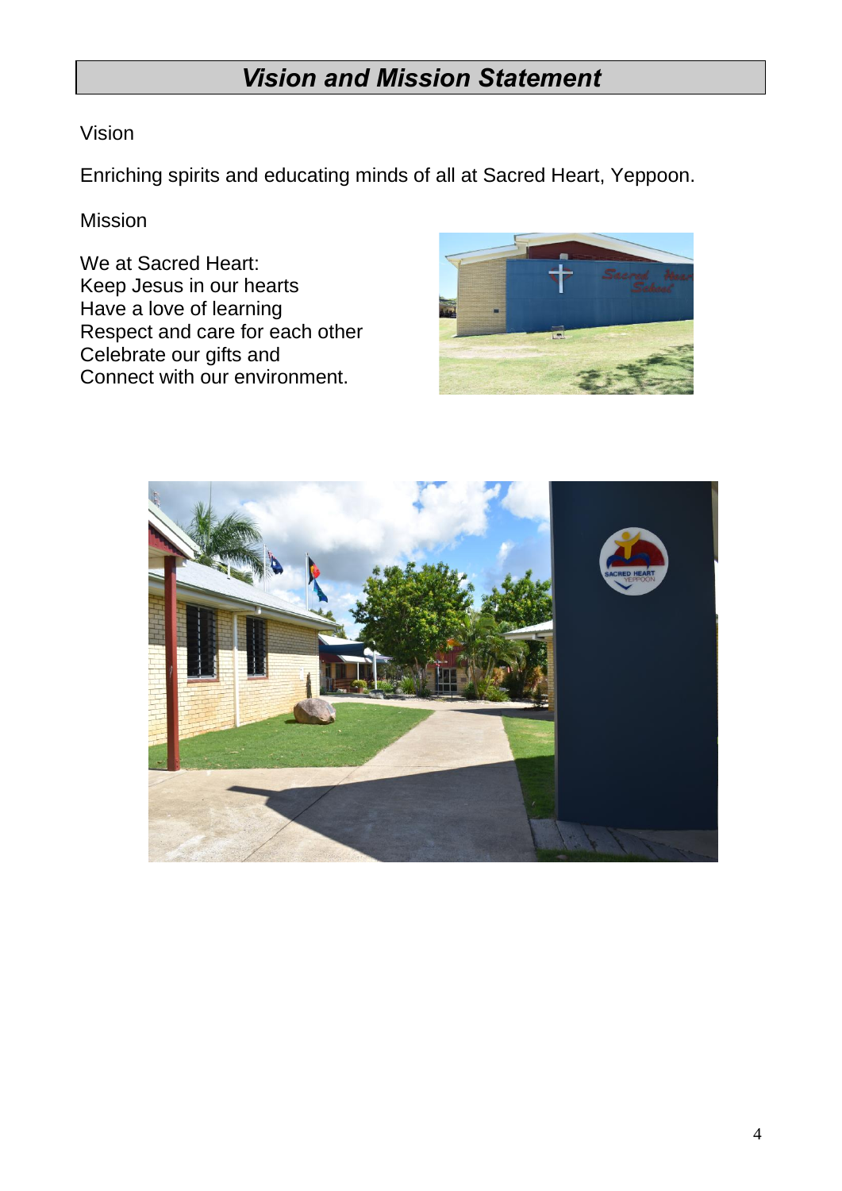# *Vision and Mission Statement*

Vision

Enriching spirits and educating minds of all at Sacred Heart, Yeppoon.

Mission

We at Sacred Heart:
Keep Jesus in our hearts
Have a love of learning
Respect and care for each other
Celebrate our gifts and
Connect with our environment.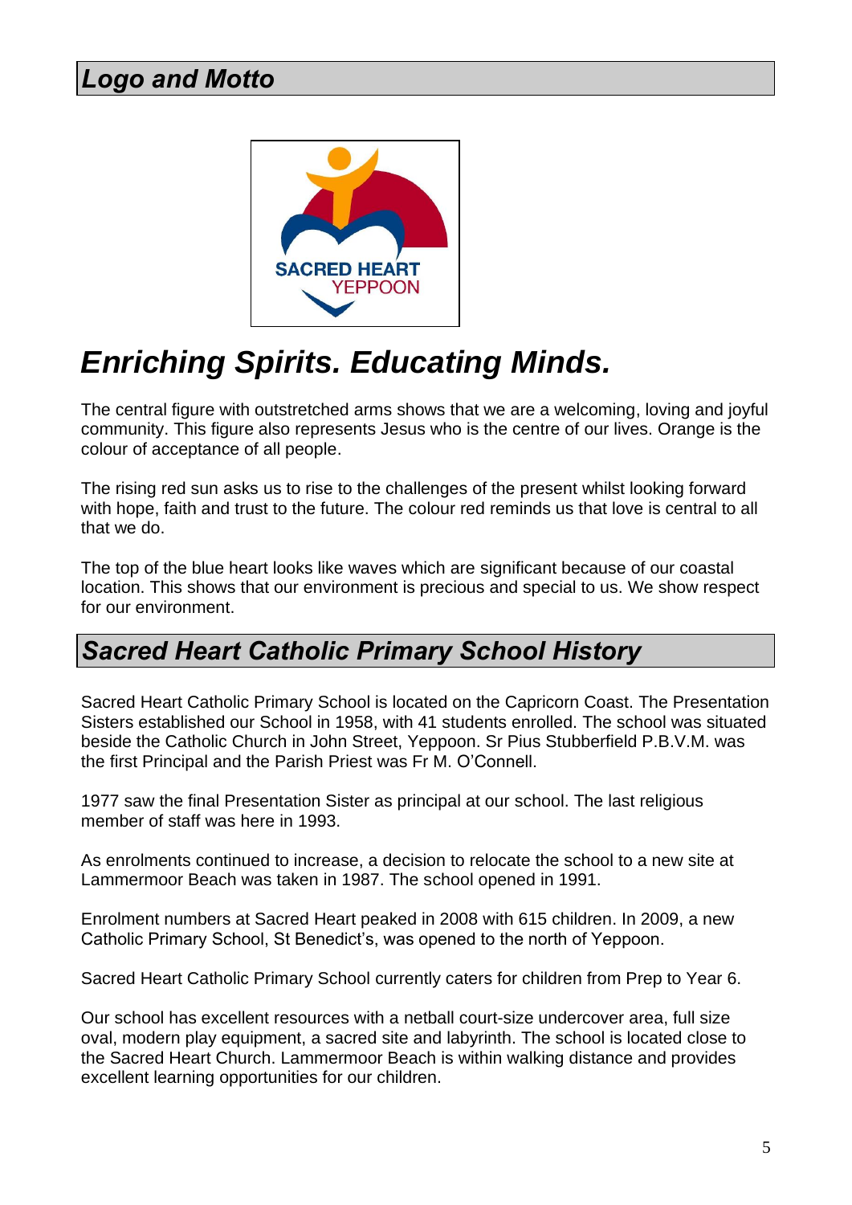## *Logo and Motto*

SACRED HEART
YEPPOON

# *Enriching Spirits. Educating Minds.*

The central figure with outstretched arms shows that we are a welcoming, loving and joyful community. This figure also represents Jesus who is the centre of our lives. Orange is the colour of acceptance of all people.

The rising red sun asks us to rise to the challenges of the present whilst looking forward with hope, faith and trust to the future. The colour red reminds us that love is central to all that we do.

The top of the blue heart looks like waves which are significant because of our coastal location. This shows that our environment is precious and special to us. We show respect for our environment.

## *Sacred Heart Catholic Primary School History*

Sacred Heart Catholic Primary School is located on the Capricorn Coast. The Presentation Sisters established our School in 1958, with 41 students enrolled. The school was situated beside the Catholic Church in John Street, Yeppoon. Sr Pius Stubberfield P.B.V.M. was the first Principal and the Parish Priest was Fr M. O'Connell.

1977 saw the final Presentation Sister as principal at our school. The last religious member of staff was here in 1993.

As enrolments continued to increase, a decision to relocate the school to a new site at Lammermoor Beach was taken in 1987. The school opened in 1991.

Enrolment numbers at Sacred Heart peaked in 2008 with 615 children. In 2009, a new Catholic Primary School, St Benedict's, was opened to the north of Yeppoon.

Sacred Heart Catholic Primary School currently caters for children from Prep to Year 6.

Our school has excellent resources with a netball court-size undercover area, full size oval, modern play equipment, a sacred site and labyrinth. The school is located close to the Sacred Heart Church. Lammermoor Beach is within walking distance and provides excellent learning opportunities for our children.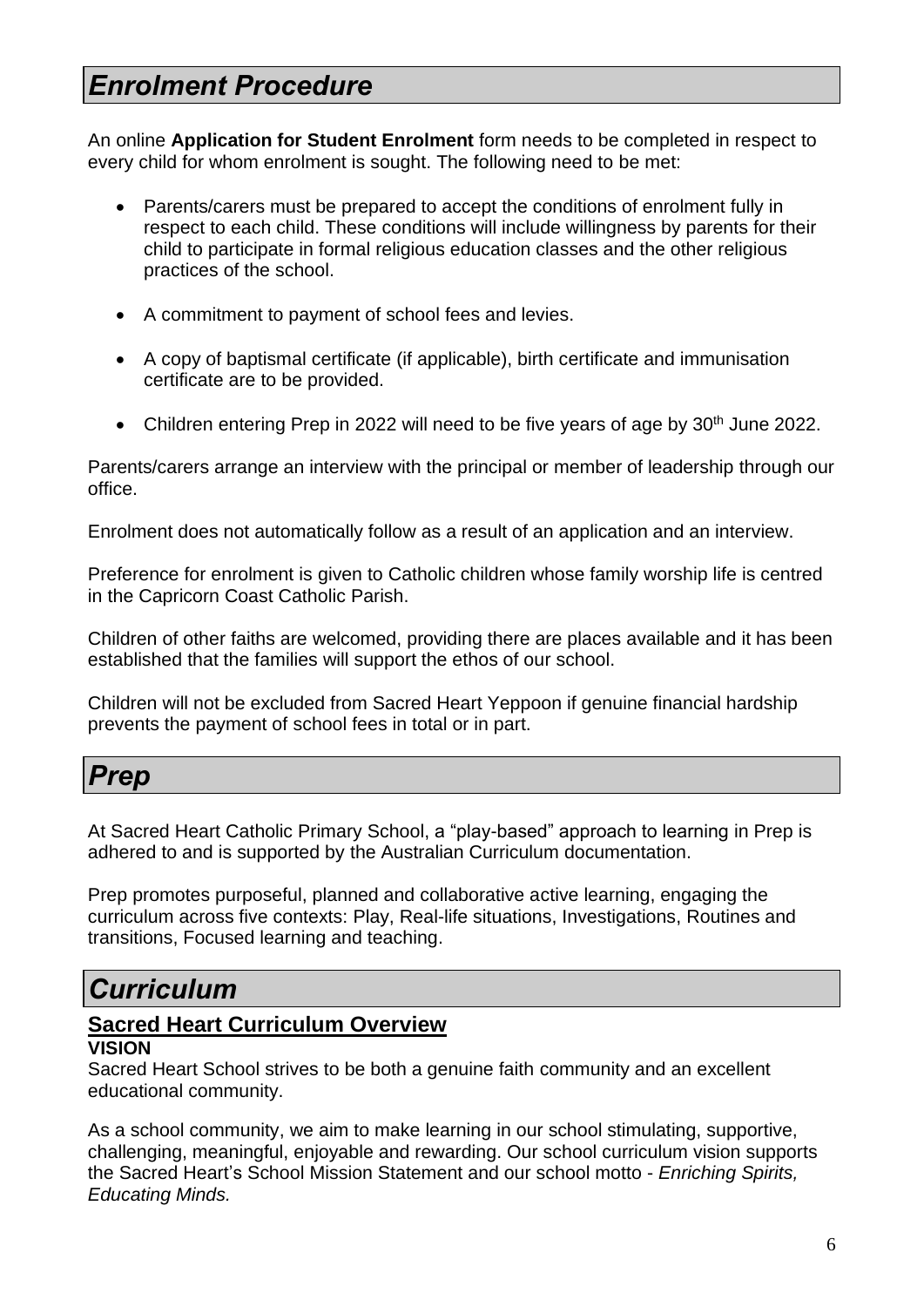# *Enrolment Procedure*

An online **Application for Student Enrolment** form needs to be completed in respect to every child for whom enrolment is sought. The following need to be met:

- Parents/carers must be prepared to accept the conditions of enrolment fully in respect to each child. These conditions will include willingness by parents for their child to participate in formal religious education classes and the other religious practices of the school.
- A commitment to payment of school fees and levies.
- A copy of baptismal certificate (if applicable), birth certificate and immunisation certificate are to be provided.
- Children entering Prep in 2022 will need to be five years of age by 30th June 2022.

Parents/carers arrange an interview with the principal or member of leadership through our office.

Enrolment does not automatically follow as a result of an application and an interview.

Preference for enrolment is given to Catholic children whose family worship life is centred in the Capricorn Coast Catholic Parish.

Children of other faiths are welcomed, providing there are places available and it has been established that the families will support the ethos of our school.

Children will not be excluded from Sacred Heart Yeppoon if genuine financial hardship prevents the payment of school fees in total or in part.

# *Prep*

At Sacred Heart Catholic Primary School, a "play-based" approach to learning in Prep is adhered to and is supported by the Australian Curriculum documentation.

Prep promotes purposeful, planned and collaborative active learning, engaging the curriculum across five contexts: Play, Real-life situations, Investigations, Routines and transitions, Focused learning and teaching.

# *Curriculum*

## Sacred Heart Curriculum Overview

**VISION**

Sacred Heart School strives to be both a genuine faith community and an excellent educational community.

As a school community, we aim to make learning in our school stimulating, supportive, challenging, meaningful, enjoyable and rewarding. Our school curriculum vision supports the Sacred Heart's School Mission Statement and our school motto - *Enriching Spirits, Educating Minds.*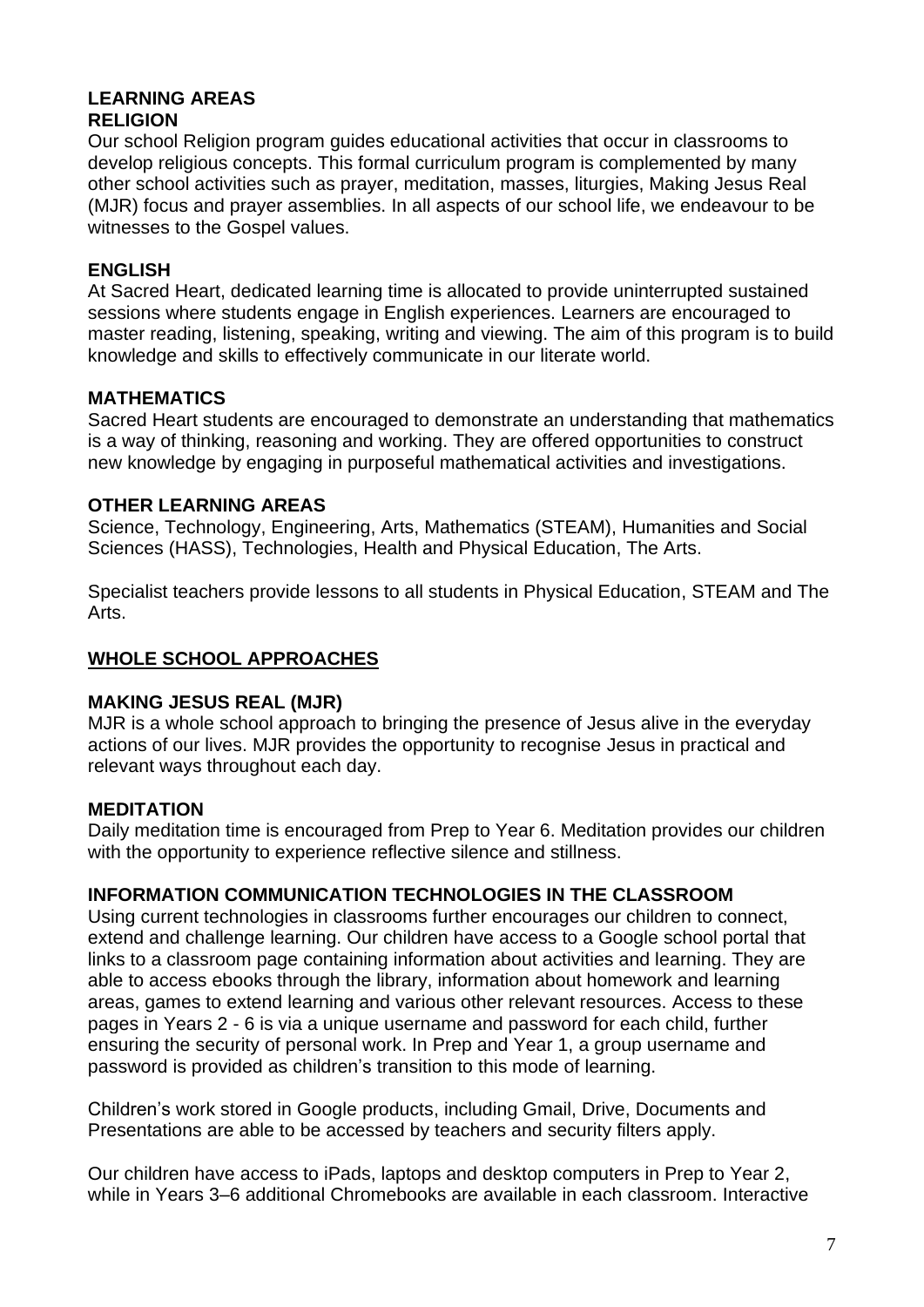# LEARNING AREAS

## RELIGION

Our school Religion program guides educational activities that occur in classrooms to develop religious concepts. This formal curriculum program is complemented by many other school activities such as prayer, meditation, masses, liturgies, Making Jesus Real (MJR) focus and prayer assemblies. In all aspects of our school life, we endeavour to be witnesses to the Gospel values.

## ENGLISH

At Sacred Heart, dedicated learning time is allocated to provide uninterrupted sustained sessions where students engage in English experiences. Learners are encouraged to master reading, listening, speaking, writing and viewing. The aim of this program is to build knowledge and skills to effectively communicate in our literate world.

## MATHEMATICS

Sacred Heart students are encouraged to demonstrate an understanding that mathematics is a way of thinking, reasoning and working. They are offered opportunities to construct new knowledge by engaging in purposeful mathematical activities and investigations.

## OTHER LEARNING AREAS

Science, Technology, Engineering, Arts, Mathematics (STEAM), Humanities and Social Sciences (HASS), Technologies, Health and Physical Education, The Arts.

Specialist teachers provide lessons to all students in Physical Education, STEAM and The Arts.

# WHOLE SCHOOL APPROACHES

## MAKING JESUS REAL (MJR)

MJR is a whole school approach to bringing the presence of Jesus alive in the everyday actions of our lives. MJR provides the opportunity to recognise Jesus in practical and relevant ways throughout each day.

## MEDITATION

Daily meditation time is encouraged from Prep to Year 6. Meditation provides our children with the opportunity to experience reflective silence and stillness.

## INFORMATION COMMUNICATION TECHNOLOGIES IN THE CLASSROOM

Using current technologies in classrooms further encourages our children to connect, extend and challenge learning. Our children have access to a Google school portal that links to a classroom page containing information about activities and learning. They are able to access ebooks through the library, information about homework and learning areas, games to extend learning and various other relevant resources. Access to these pages in Years 2 - 6 is via a unique username and password for each child, further ensuring the security of personal work. In Prep and Year 1, a group username and password is provided as children's transition to this mode of learning.

Children's work stored in Google products, including Gmail, Drive, Documents and Presentations are able to be accessed by teachers and security filters apply.

Our children have access to iPads, laptops and desktop computers in Prep to Year 2, while in Years 3–6 additional Chromebooks are available in each classroom. Interactive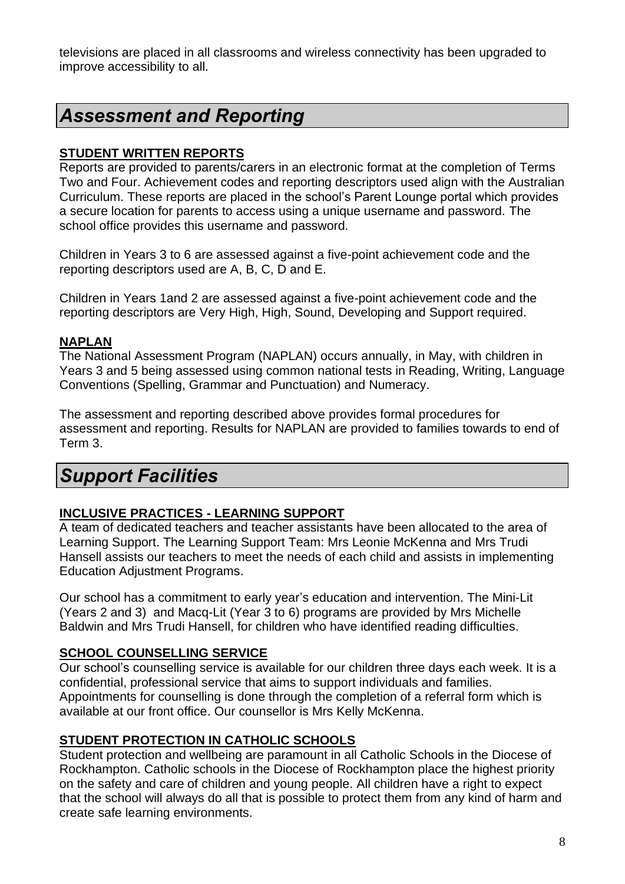televisions are placed in all classrooms and wireless connectivity has been upgraded to improve accessibility to all.

## *Assessment and Reporting*

### STUDENT WRITTEN REPORTS

Reports are provided to parents/carers in an electronic format at the completion of Terms Two and Four. Achievement codes and reporting descriptors used align with the Australian Curriculum. These reports are placed in the school's Parent Lounge portal which provides a secure location for parents to access using a unique username and password. The school office provides this username and password.

Children in Years 3 to 6 are assessed against a five-point achievement code and the reporting descriptors used are A, B, C, D and E.

Children in Years 1and 2 are assessed against a five-point achievement code and the reporting descriptors are Very High, High, Sound, Developing and Support required.

### NAPLAN

The National Assessment Program (NAPLAN) occurs annually, in May, with children in Years 3 and 5 being assessed using common national tests in Reading, Writing, Language Conventions (Spelling, Grammar and Punctuation) and Numeracy.

The assessment and reporting described above provides formal procedures for assessment and reporting. Results for NAPLAN are provided to families towards to end of Term 3.

## *Support Facilities*

### INCLUSIVE PRACTICES - LEARNING SUPPORT

A team of dedicated teachers and teacher assistants have been allocated to the area of Learning Support. The Learning Support Team: Mrs Leonie McKenna and Mrs Trudi Hansell assists our teachers to meet the needs of each child and assists in implementing Education Adjustment Programs.

Our school has a commitment to early year's education and intervention. The Mini-Lit (Years 2 and 3) and Macq-Lit (Year 3 to 6) programs are provided by Mrs Michelle Baldwin and Mrs Trudi Hansell, for children who have identified reading difficulties.

### SCHOOL COUNSELLING SERVICE

Our school's counselling service is available for our children three days each week. It is a confidential, professional service that aims to support individuals and families. Appointments for counselling is done through the completion of a referral form which is available at our front office. Our counsellor is Mrs Kelly McKenna.

### STUDENT PROTECTION IN CATHOLIC SCHOOLS

Student protection and wellbeing are paramount in all Catholic Schools in the Diocese of Rockhampton. Catholic schools in the Diocese of Rockhampton place the highest priority on the safety and care of children and young people. All children have a right to expect that the school will always do all that is possible to protect them from any kind of harm and create safe learning environments.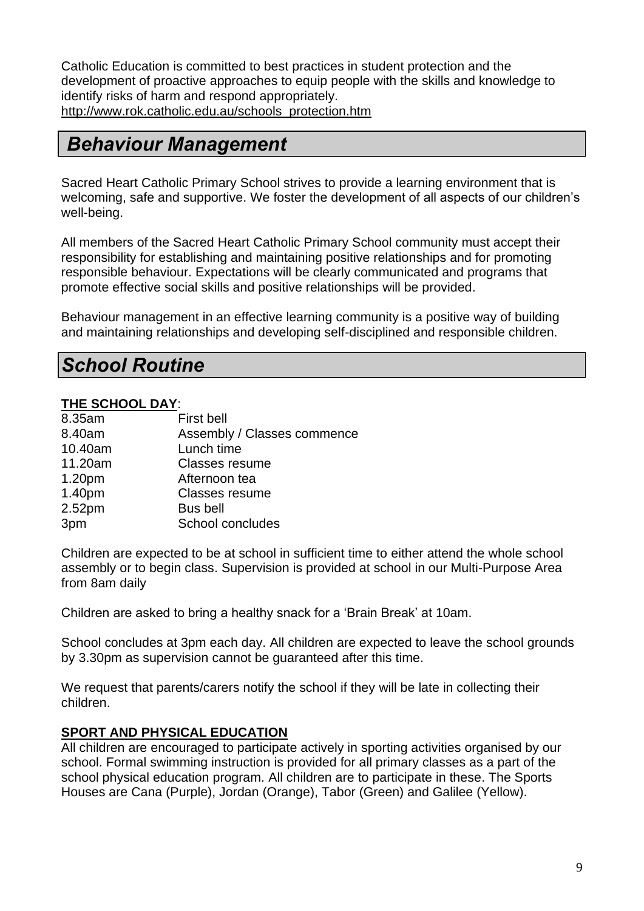Catholic Education is committed to best practices in student protection and the development of proactive approaches to equip people with the skills and knowledge to identify risks of harm and respond appropriately.
http://www.rok.catholic.edu.au/schools_protection.htm

## *Behaviour Management*

Sacred Heart Catholic Primary School strives to provide a learning environment that is welcoming, safe and supportive. We foster the development of all aspects of our children's well-being.

All members of the Sacred Heart Catholic Primary School community must accept their responsibility for establishing and maintaining positive relationships and for promoting responsible behaviour. Expectations will be clearly communicated and programs that promote effective social skills and positive relationships will be provided.

Behaviour management in an effective learning community is a positive way of building and maintaining relationships and developing self-disciplined and responsible children.

## *School Routine*

**THE SCHOOL DAY**:

| | |
|---|---|
| 8.35am | First bell |
| 8.40am | Assembly / Classes commence |
| 10.40am | Lunch time |
| 11.20am | Classes resume |
| 1.20pm | Afternoon tea |
| 1.40pm | Classes resume |
| 2.52pm | Bus bell |
| 3pm | School concludes |

Children are expected to be at school in sufficient time to either attend the whole school assembly or to begin class. Supervision is provided at school in our Multi-Purpose Area from 8am daily

Children are asked to bring a healthy snack for a 'Brain Break' at 10am.

School concludes at 3pm each day. All children are expected to leave the school grounds by 3.30pm as supervision cannot be guaranteed after this time.

We request that parents/carers notify the school if they will be late in collecting their children.

**SPORT AND PHYSICAL EDUCATION**

All children are encouraged to participate actively in sporting activities organised by our school. Formal swimming instruction is provided for all primary classes as a part of the school physical education program. All children are to participate in these. The Sports Houses are Cana (Purple), Jordan (Orange), Tabor (Green) and Galilee (Yellow).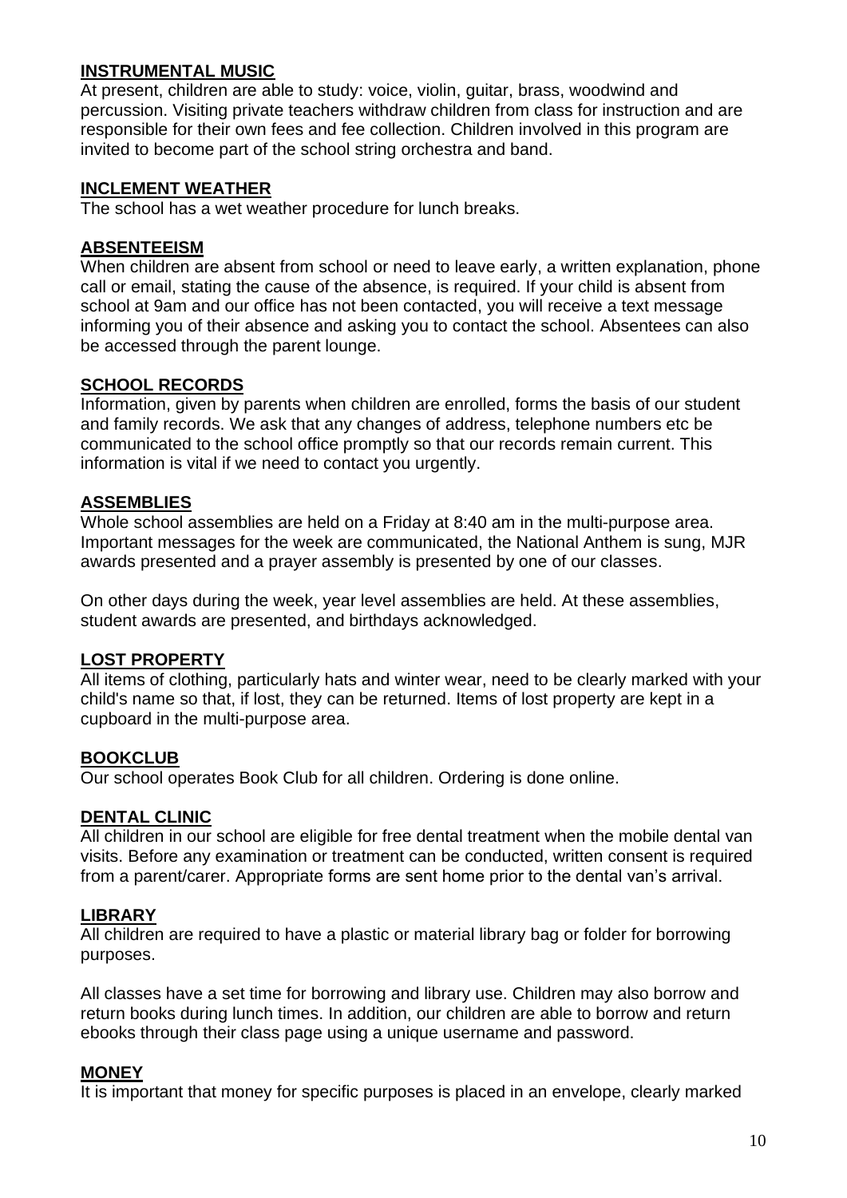## INSTRUMENTAL MUSIC

At present, children are able to study: voice, violin, guitar, brass, woodwind and percussion. Visiting private teachers withdraw children from class for instruction and are responsible for their own fees and fee collection. Children involved in this program are invited to become part of the school string orchestra and band.

## INCLEMENT WEATHER

The school has a wet weather procedure for lunch breaks.

## ABSENTEEISM

When children are absent from school or need to leave early, a written explanation, phone call or email, stating the cause of the absence, is required. If your child is absent from school at 9am and our office has not been contacted, you will receive a text message informing you of their absence and asking you to contact the school. Absentees can also be accessed through the parent lounge.

## SCHOOL RECORDS

Information, given by parents when children are enrolled, forms the basis of our student and family records. We ask that any changes of address, telephone numbers etc be communicated to the school office promptly so that our records remain current. This information is vital if we need to contact you urgently.

## ASSEMBLIES

Whole school assemblies are held on a Friday at 8:40 am in the multi-purpose area. Important messages for the week are communicated, the National Anthem is sung, MJR awards presented and a prayer assembly is presented by one of our classes.

On other days during the week, year level assemblies are held. At these assemblies, student awards are presented, and birthdays acknowledged.

## LOST PROPERTY

All items of clothing, particularly hats and winter wear, need to be clearly marked with your child's name so that, if lost, they can be returned. Items of lost property are kept in a cupboard in the multi-purpose area.

## BOOKCLUB

Our school operates Book Club for all children. Ordering is done online.

## DENTAL CLINIC

All children in our school are eligible for free dental treatment when the mobile dental van visits. Before any examination or treatment can be conducted, written consent is required from a parent/carer. Appropriate forms are sent home prior to the dental van's arrival.

## LIBRARY

All children are required to have a plastic or material library bag or folder for borrowing purposes.

All classes have a set time for borrowing and library use. Children may also borrow and return books during lunch times. In addition, our children are able to borrow and return ebooks through their class page using a unique username and password.

## MONEY

It is important that money for specific purposes is placed in an envelope, clearly marked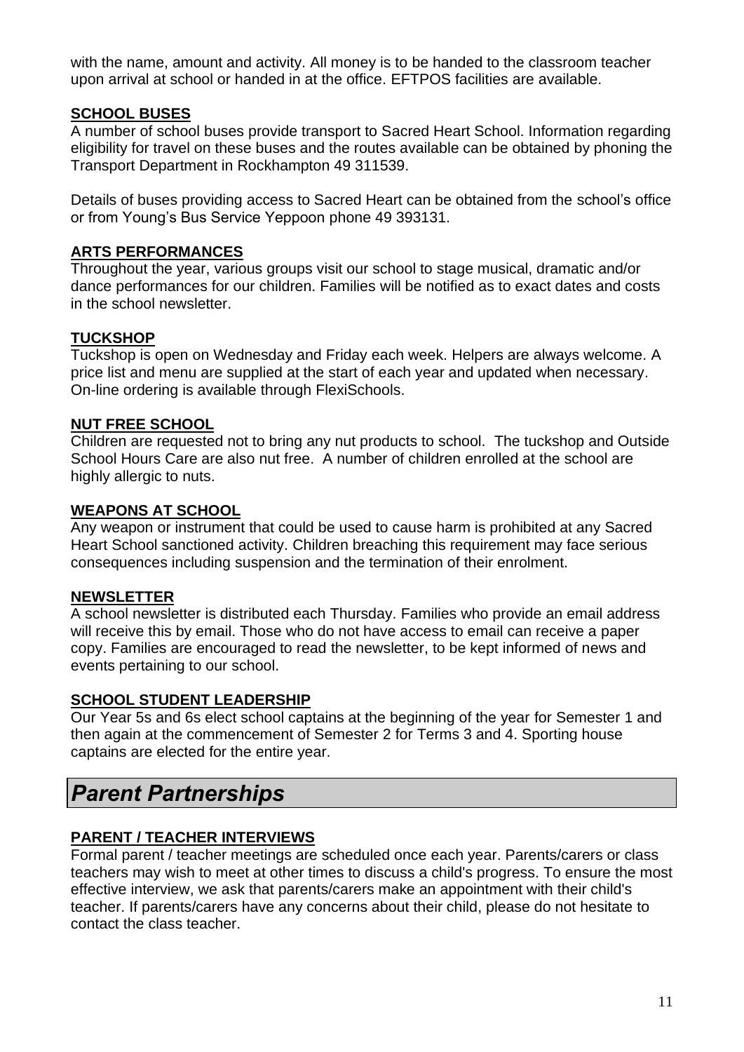with the name, amount and activity. All money is to be handed to the classroom teacher upon arrival at school or handed in at the office. EFTPOS facilities are available.

### SCHOOL BUSES

A number of school buses provide transport to Sacred Heart School. Information regarding eligibility for travel on these buses and the routes available can be obtained by phoning the Transport Department in Rockhampton 49 311539.

Details of buses providing access to Sacred Heart can be obtained from the school's office or from Young's Bus Service Yeppoon phone 49 393131.

### ARTS PERFORMANCES

Throughout the year, various groups visit our school to stage musical, dramatic and/or dance performances for our children. Families will be notified as to exact dates and costs in the school newsletter.

### TUCKSHOP

Tuckshop is open on Wednesday and Friday each week. Helpers are always welcome. A price list and menu are supplied at the start of each year and updated when necessary. On-line ordering is available through FlexiSchools.

### NUT FREE SCHOOL

Children are requested not to bring any nut products to school. The tuckshop and Outside School Hours Care are also nut free. A number of children enrolled at the school are highly allergic to nuts.

### WEAPONS AT SCHOOL

Any weapon or instrument that could be used to cause harm is prohibited at any Sacred Heart School sanctioned activity. Children breaching this requirement may face serious consequences including suspension and the termination of their enrolment.

### NEWSLETTER

A school newsletter is distributed each Thursday. Families who provide an email address will receive this by email. Those who do not have access to email can receive a paper copy. Families are encouraged to read the newsletter, to be kept informed of news and events pertaining to our school.

### SCHOOL STUDENT LEADERSHIP

Our Year 5s and 6s elect school captains at the beginning of the year for Semester 1 and then again at the commencement of Semester 2 for Terms 3 and 4. Sporting house captains are elected for the entire year.

## *Parent Partnerships*

### PARENT / TEACHER INTERVIEWS

Formal parent / teacher meetings are scheduled once each year. Parents/carers or class teachers may wish to meet at other times to discuss a child's progress. To ensure the most effective interview, we ask that parents/carers make an appointment with their child's teacher. If parents/carers have any concerns about their child, please do not hesitate to contact the class teacher.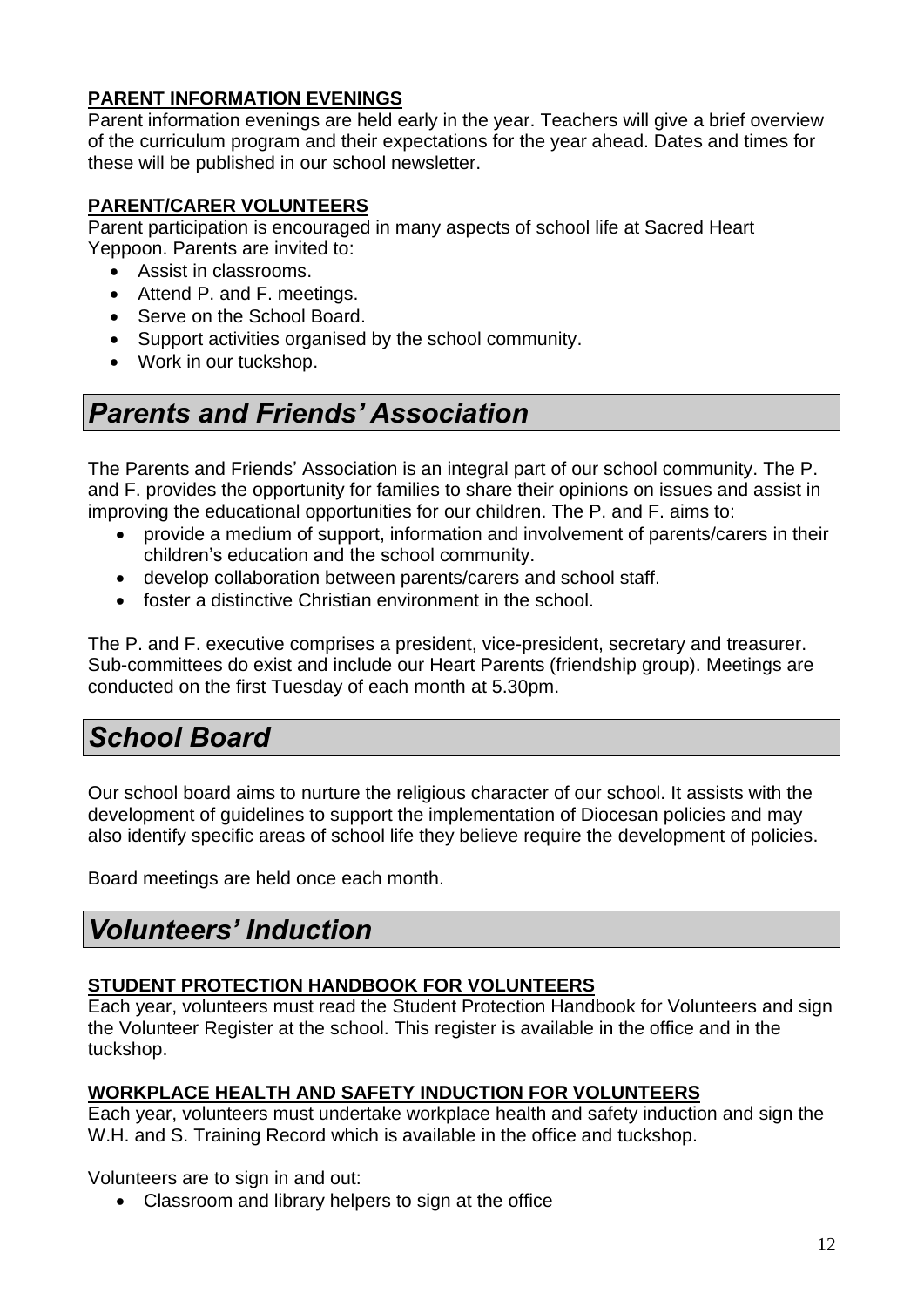**PARENT INFORMATION EVENINGS**

Parent information evenings are held early in the year. Teachers will give a brief overview of the curriculum program and their expectations for the year ahead. Dates and times for these will be published in our school newsletter.

**PARENT/CARER VOLUNTEERS**

Parent participation is encouraged in many aspects of school life at Sacred Heart Yeppoon. Parents are invited to:

- Assist in classrooms.
- Attend P. and F. meetings.
- Serve on the School Board.
- Support activities organised by the school community.
- Work in our tuckshop.

## *Parents and Friends' Association*

The Parents and Friends' Association is an integral part of our school community. The P. and F. provides the opportunity for families to share their opinions on issues and assist in improving the educational opportunities for our children. The P. and F. aims to:

- provide a medium of support, information and involvement of parents/carers in their children's education and the school community.
- develop collaboration between parents/carers and school staff.
- foster a distinctive Christian environment in the school.

The P. and F. executive comprises a president, vice-president, secretary and treasurer. Sub-committees do exist and include our Heart Parents (friendship group). Meetings are conducted on the first Tuesday of each month at 5.30pm.

## *School Board*

Our school board aims to nurture the religious character of our school. It assists with the development of guidelines to support the implementation of Diocesan policies and may also identify specific areas of school life they believe require the development of policies.

Board meetings are held once each month.

## *Volunteers' Induction*

**STUDENT PROTECTION HANDBOOK FOR VOLUNTEERS**

Each year, volunteers must read the Student Protection Handbook for Volunteers and sign the Volunteer Register at the school. This register is available in the office and in the tuckshop.

**WORKPLACE HEALTH AND SAFETY INDUCTION FOR VOLUNTEERS**

Each year, volunteers must undertake workplace health and safety induction and sign the W.H. and S. Training Record which is available in the office and tuckshop.

Volunteers are to sign in and out:

- Classroom and library helpers to sign at the office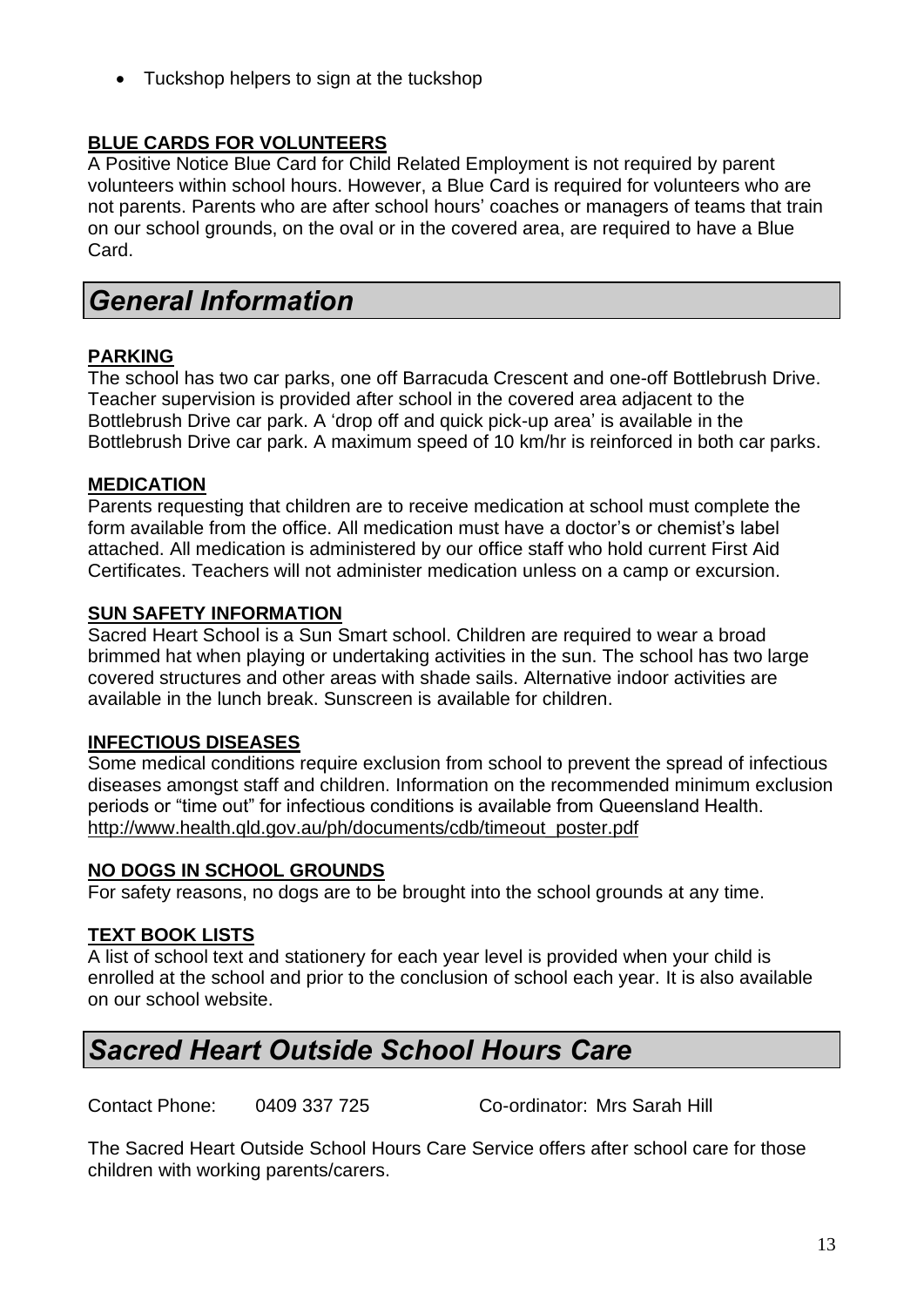- Tuckshop helpers to sign at the tuckshop

**BLUE CARDS FOR VOLUNTEERS**

A Positive Notice Blue Card for Child Related Employment is not required by parent volunteers within school hours. However, a Blue Card is required for volunteers who are not parents. Parents who are after school hours' coaches or managers of teams that train on our school grounds, on the oval or in the covered area, are required to have a Blue Card.

## *General Information*

**PARKING**

The school has two car parks, one off Barracuda Crescent and one-off Bottlebrush Drive. Teacher supervision is provided after school in the covered area adjacent to the Bottlebrush Drive car park. A 'drop off and quick pick-up area' is available in the Bottlebrush Drive car park. A maximum speed of 10 km/hr is reinforced in both car parks.

**MEDICATION**

Parents requesting that children are to receive medication at school must complete the form available from the office. All medication must have a doctor's or chemist's label attached. All medication is administered by our office staff who hold current First Aid Certificates. Teachers will not administer medication unless on a camp or excursion.

**SUN SAFETY INFORMATION**

Sacred Heart School is a Sun Smart school. Children are required to wear a broad brimmed hat when playing or undertaking activities in the sun. The school has two large covered structures and other areas with shade sails. Alternative indoor activities are available in the lunch break. Sunscreen is available for children.

**INFECTIOUS DISEASES**

Some medical conditions require exclusion from school to prevent the spread of infectious diseases amongst staff and children. Information on the recommended minimum exclusion periods or "time out" for infectious conditions is available from Queensland Health. http://www.health.qld.gov.au/ph/documents/cdb/timeout_poster.pdf

**NO DOGS IN SCHOOL GROUNDS**

For safety reasons, no dogs are to be brought into the school grounds at any time.

**TEXT BOOK LISTS**

A list of school text and stationery for each year level is provided when your child is enrolled at the school and prior to the conclusion of school each year. It is also available on our school website.

## *Sacred Heart Outside School Hours Care*

Contact Phone: 0409 337 725 Co-ordinator: Mrs Sarah Hill

The Sacred Heart Outside School Hours Care Service offers after school care for those children with working parents/carers.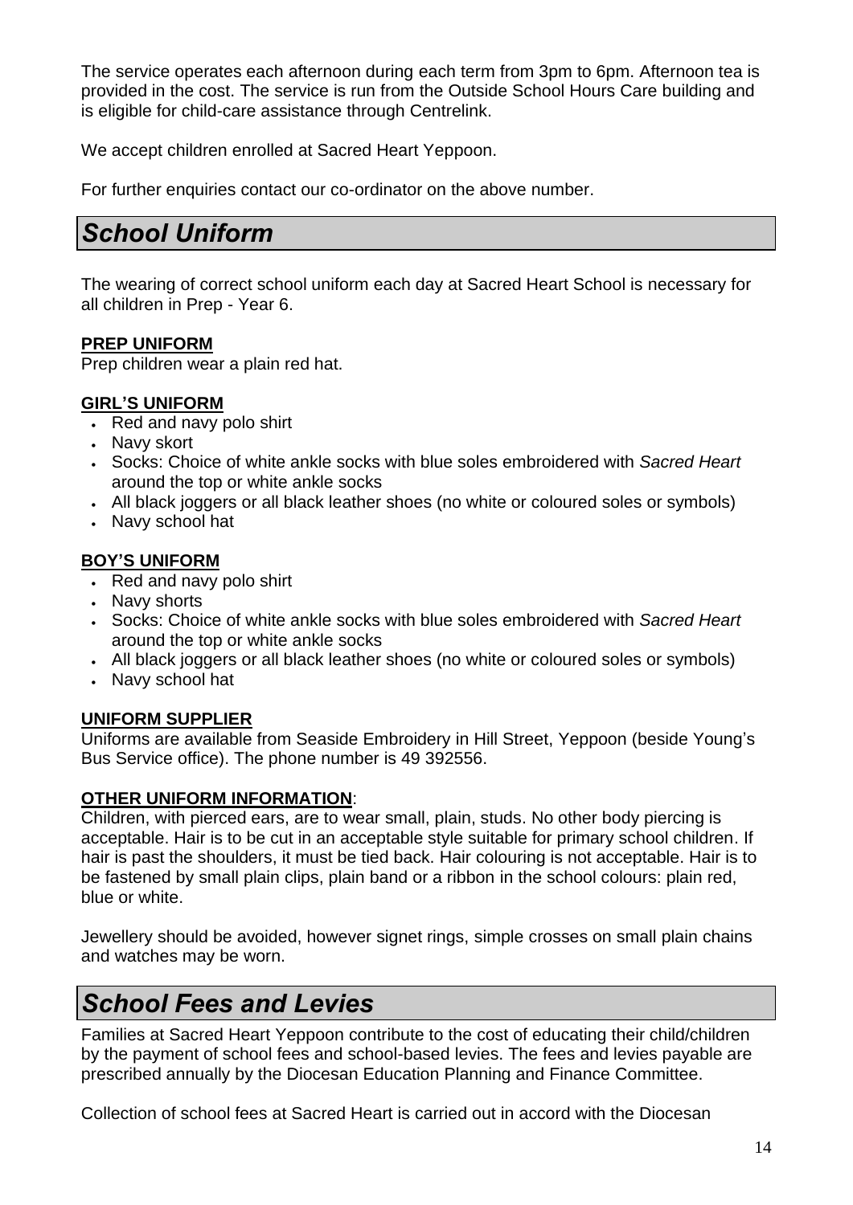The service operates each afternoon during each term from 3pm to 6pm. Afternoon tea is provided in the cost. The service is run from the Outside School Hours Care building and is eligible for child-care assistance through Centrelink.

We accept children enrolled at Sacred Heart Yeppoon.

For further enquiries contact our co-ordinator on the above number.

## *School Uniform*

The wearing of correct school uniform each day at Sacred Heart School is necessary for all children in Prep - Year 6.

**PREP UNIFORM**
Prep children wear a plain red hat.

**GIRL'S UNIFORM**

- Red and navy polo shirt
- Navy skort
- Socks: Choice of white ankle socks with blue soles embroidered with *Sacred Heart* around the top or white ankle socks
- All black joggers or all black leather shoes (no white or coloured soles or symbols)
- Navy school hat

**BOY'S UNIFORM**

- Red and navy polo shirt
- Navy shorts
- Socks: Choice of white ankle socks with blue soles embroidered with *Sacred Heart* around the top or white ankle socks
- All black joggers or all black leather shoes (no white or coloured soles or symbols)
- Navy school hat

**UNIFORM SUPPLIER**
Uniforms are available from Seaside Embroidery in Hill Street, Yeppoon (beside Young's Bus Service office). The phone number is 49 392556.

**OTHER UNIFORM INFORMATION**:
Children, with pierced ears, are to wear small, plain, studs. No other body piercing is acceptable. Hair is to be cut in an acceptable style suitable for primary school children. If hair is past the shoulders, it must be tied back. Hair colouring is not acceptable. Hair is to be fastened by small plain clips, plain band or a ribbon in the school colours: plain red, blue or white.

Jewellery should be avoided, however signet rings, simple crosses on small plain chains and watches may be worn.

## *School Fees and Levies*

Families at Sacred Heart Yeppoon contribute to the cost of educating their child/children by the payment of school fees and school-based levies. The fees and levies payable are prescribed annually by the Diocesan Education Planning and Finance Committee.

Collection of school fees at Sacred Heart is carried out in accord with the Diocesan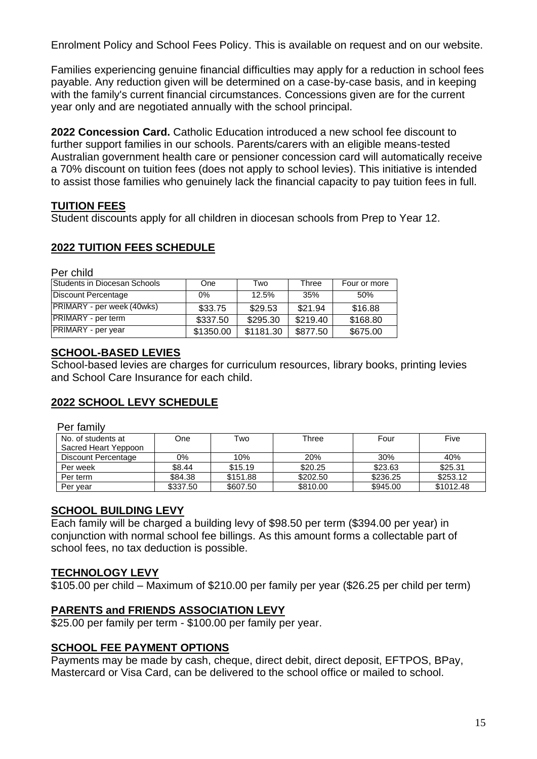Enrolment Policy and School Fees Policy. This is available on request and on our website.

Families experiencing genuine financial difficulties may apply for a reduction in school fees payable. Any reduction given will be determined on a case-by-case basis, and in keeping with the family's current financial circumstances. Concessions given are for the current year only and are negotiated annually with the school principal.

**2022 Concession Card.** Catholic Education introduced a new school fee discount to further support families in our schools. Parents/carers with an eligible means-tested Australian government health care or pensioner concession card will automatically receive a 70% discount on tuition fees (does not apply to school levies). This initiative is intended to assist those families who genuinely lack the financial capacity to pay tuition fees in full.

## TUITION FEES

Student discounts apply for all children in diocesan schools from Prep to Year 12.

## 2022 TUITION FEES SCHEDULE

Per child

| Students in Diocesan Schools | One | Two | Three | Four or more |
|---|---|---|---|---|
| Discount Percentage | 0% | 12.5% | 35% | 50% |
| PRIMARY - per week (40wks) | $33.75 | $29.53 | $21.94 | $16.88 |
| PRIMARY - per term | $337.50 | $295.30 | $219.40 | $168.80 |
| PRIMARY - per year | $1350.00 | $1181.30 | $877.50 | $675.00 |

## SCHOOL-BASED LEVIES

School-based levies are charges for curriculum resources, library books, printing levies and School Care Insurance for each child.

## 2022 SCHOOL LEVY SCHEDULE

Per family

| No. of students at Sacred Heart Yeppoon | One | Two | Three | Four | Five |
|---|---|---|---|---|---|
| Discount Percentage | 0% | 10% | 20% | 30% | 40% |
| Per week | $8.44 | $15.19 | $20.25 | $23.63 | $25.31 |
| Per term | $84.38 | $151.88 | $202.50 | $236.25 | $253.12 |
| Per year | $337.50 | $607.50 | $810.00 | $945.00 | $1012.48 |

## SCHOOL BUILDING LEVY

Each family will be charged a building levy of $98.50 per term ($394.00 per year) in conjunction with normal school fee billings. As this amount forms a collectable part of school fees, no tax deduction is possible.

## TECHNOLOGY LEVY

$105.00 per child – Maximum of $210.00 per family per year ($26.25 per child per term)

## PARENTS and FRIENDS ASSOCIATION LEVY

$25.00 per family per term - $100.00 per family per year.

## SCHOOL FEE PAYMENT OPTIONS

Payments may be made by cash, cheque, direct debit, direct deposit, EFTPOS, BPay, Mastercard or Visa Card, can be delivered to the school office or mailed to school.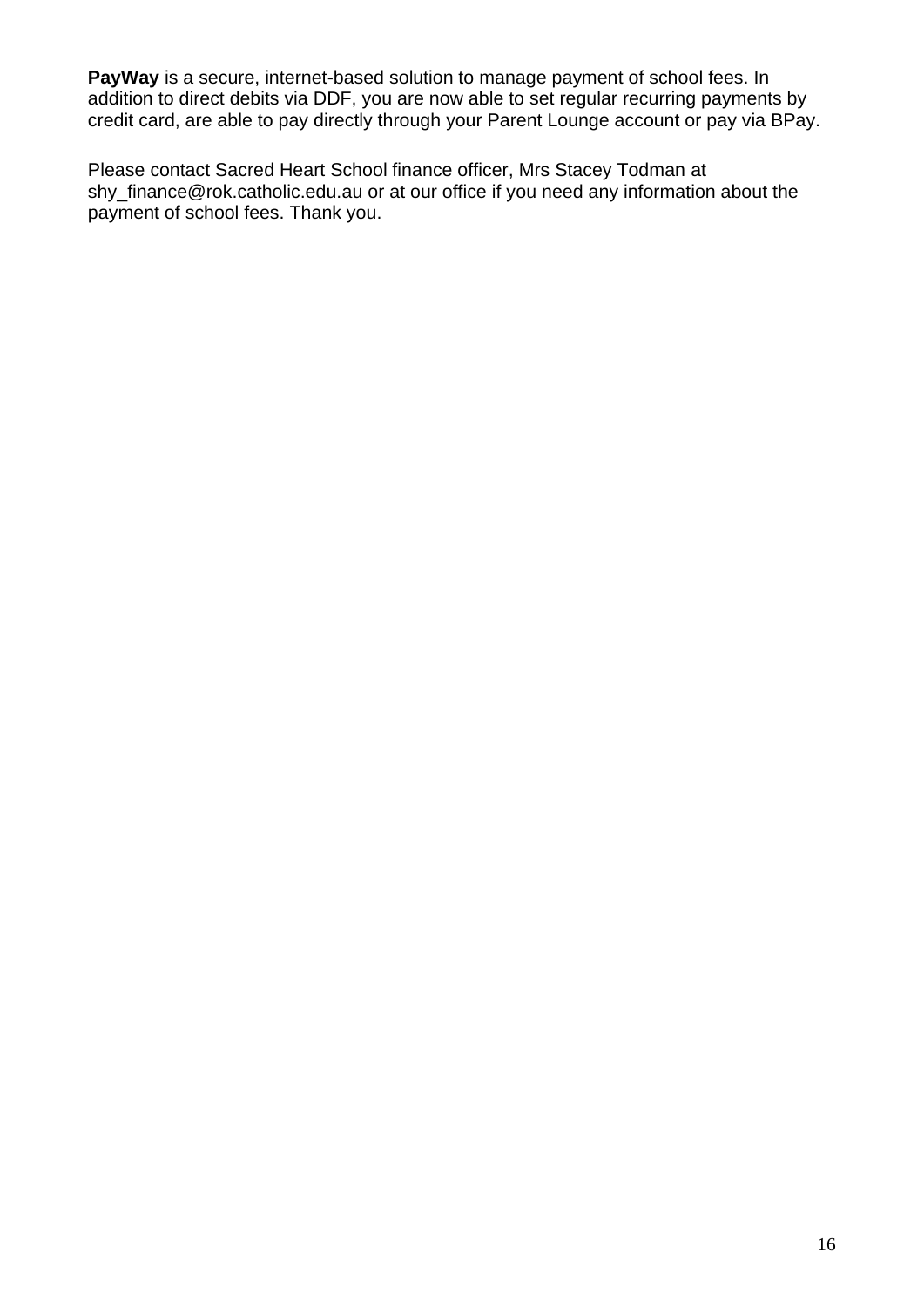**PayWay** is a secure, internet-based solution to manage payment of school fees. In addition to direct debits via DDF, you are now able to set regular recurring payments by credit card, are able to pay directly through your Parent Lounge account or pay via BPay.

Please contact Sacred Heart School finance officer, Mrs Stacey Todman at shy_finance@rok.catholic.edu.au or at our office if you need any information about the payment of school fees. Thank you.